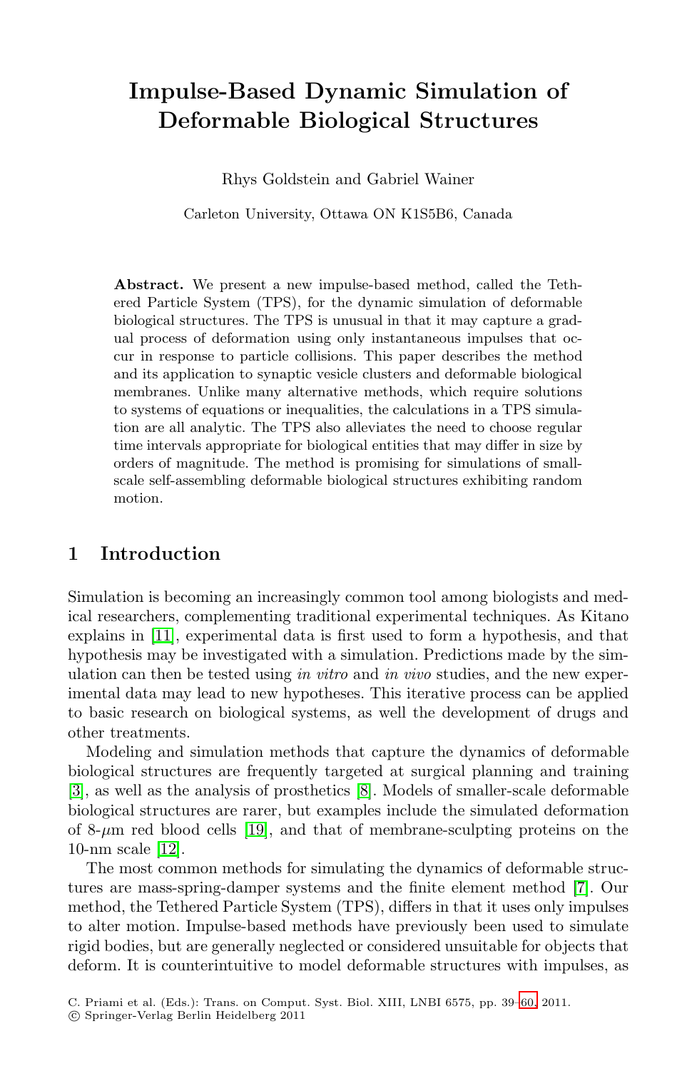# Impulse-Based Dynamic Simulation of Deformable Biological Structures

Rhys Goldstein and Gabriel Wainer

Carleton University, Ottawa ON K1S5B6, Canada

**Abstract.** We present a new impulse-based method, called the Tethered Particle System (TPS), for the dynamic simulation of deformable biological structures. The TPS is unusual in that it may capture a gradual process of deformation using only instantaneous impulses that occur in response to particle collisions. This paper describes the method and its application to synaptic vesicle clusters and deformable biological membranes. Unlike many alternative methods, which require solutions to systems of equations or inequalities, the calculations in a TPS simulation are all analytic. The TPS also alleviates the need to choose regular time intervals appropriate for biological entities that may differ in size by orders of magnitude. The method is promising for simulations of small-scale self-assembling deformable biological structures exhibiting random motion.

## 1 Introduction

Simulation is becoming an increasingly common tool among biologists and medical researchers, complementing traditional experimental techniques. As Kitano explains in [11], experimental data is first used to form a hypothesis, and that hypothesis may be investigated with a simulation. Predictions made by the simulation can then be tested using *in vitro* and *in vivo* studies, and the new experimental data may lead to new hypotheses. This iterative process can be applied to basic research on biological systems, as well the development of drugs and other treatments.

Modeling and simulation methods that capture the dynamics of deformable biological structures are frequently targeted at surgical planning and training [3], as well as the analysis of prosthetics [8]. Models of smaller-scale deformable biological structures are rarer, but examples include the simulated deformation of 8-$\mu$m red blood cells [19], and that of membrane-sculpting proteins on the 10-nm scale [12].

The most common methods for simulating the dynamics of deformable structures are mass-spring-damper systems and the finite element method [7]. Our method, the Tethered Particle System (TPS), differs in that it uses only impulses to alter motion. Impulse-based methods have previously been used to simulate rigid bodies, but are generally neglected or considered unsuitable for objects that deform. It is counterintuitive to model deformable structures with impulses, as

C. Priami et al. (Eds.): Trans. on Comput. Syst. Biol. XIII, LNBI 6575, pp. 39–60, 2011.
© Springer-Verlag Berlin Heidelberg 2011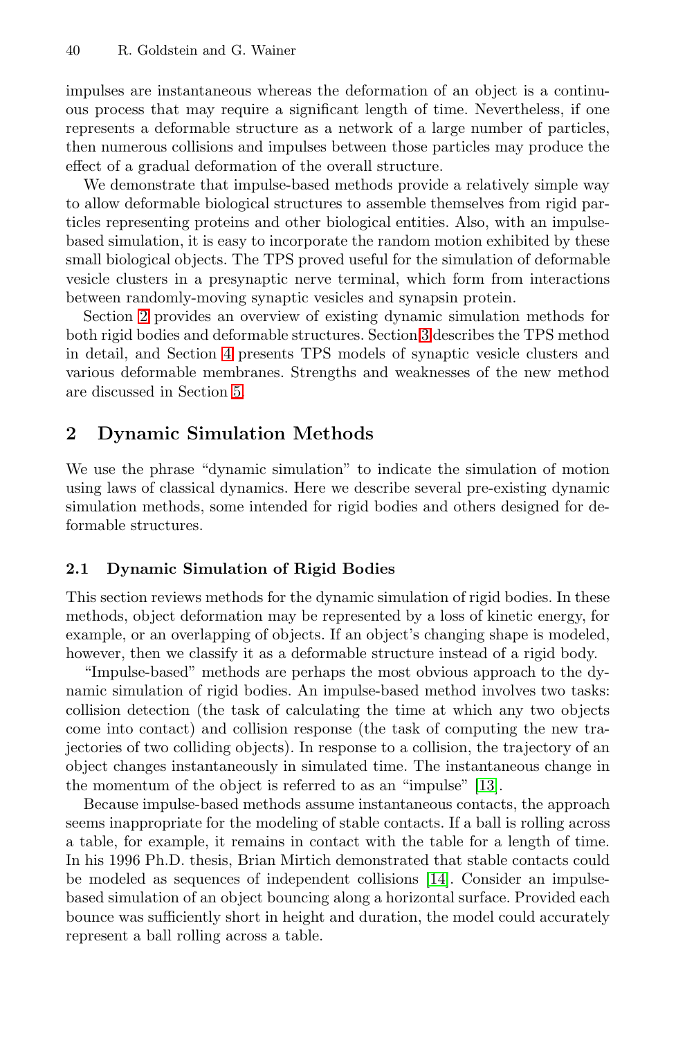impulses are instantaneous whereas the deformation of an object is a continuous process that may require a significant length of time. Nevertheless, if one represents a deformable structure as a network of a large number of particles, then numerous collisions and impulses between those particles may produce the effect of a gradual deformation of the overall structure.

We demonstrate that impulse-based methods provide a relatively simple way to allow deformable biological structures to assemble themselves from rigid particles representing proteins and other biological entities. Also, with an impulse-based simulation, it is easy to incorporate the random motion exhibited by these small biological objects. The TPS proved useful for the simulation of deformable vesicle clusters in a presynaptic nerve terminal, which form from interactions between randomly-moving synaptic vesicles and synapsin protein.

Section 2 provides an overview of existing dynamic simulation methods for both rigid bodies and deformable structures. Section 3 describes the TPS method in detail, and Section 4 presents TPS models of synaptic vesicle clusters and various deformable membranes. Strengths and weaknesses of the new method are discussed in Section 5.

## 2 Dynamic Simulation Methods

We use the phrase "dynamic simulation" to indicate the simulation of motion using laws of classical dynamics. Here we describe several pre-existing dynamic simulation methods, some intended for rigid bodies and others designed for deformable structures.

### 2.1 Dynamic Simulation of Rigid Bodies

This section reviews methods for the dynamic simulation of rigid bodies. In these methods, object deformation may be represented by a loss of kinetic energy, for example, or an overlapping of objects. If an object's changing shape is modeled, however, then we classify it as a deformable structure instead of a rigid body.

"Impulse-based" methods are perhaps the most obvious approach to the dynamic simulation of rigid bodies. An impulse-based method involves two tasks: collision detection (the task of calculating the time at which any two objects come into contact) and collision response (the task of computing the new trajectories of two colliding objects). In response to a collision, the trajectory of an object changes instantaneously in simulated time. The instantaneous change in the momentum of the object is referred to as an "impulse" [13].

Because impulse-based methods assume instantaneous contacts, the approach seems inappropriate for the modeling of stable contacts. If a ball is rolling across a table, for example, it remains in contact with the table for a length of time. In his 1996 Ph.D. thesis, Brian Mirtich demonstrated that stable contacts could be modeled as sequences of independent collisions [14]. Consider an impulse-based simulation of an object bouncing along a horizontal surface. Provided each bounce was sufficiently short in height and duration, the model could accurately represent a ball rolling across a table.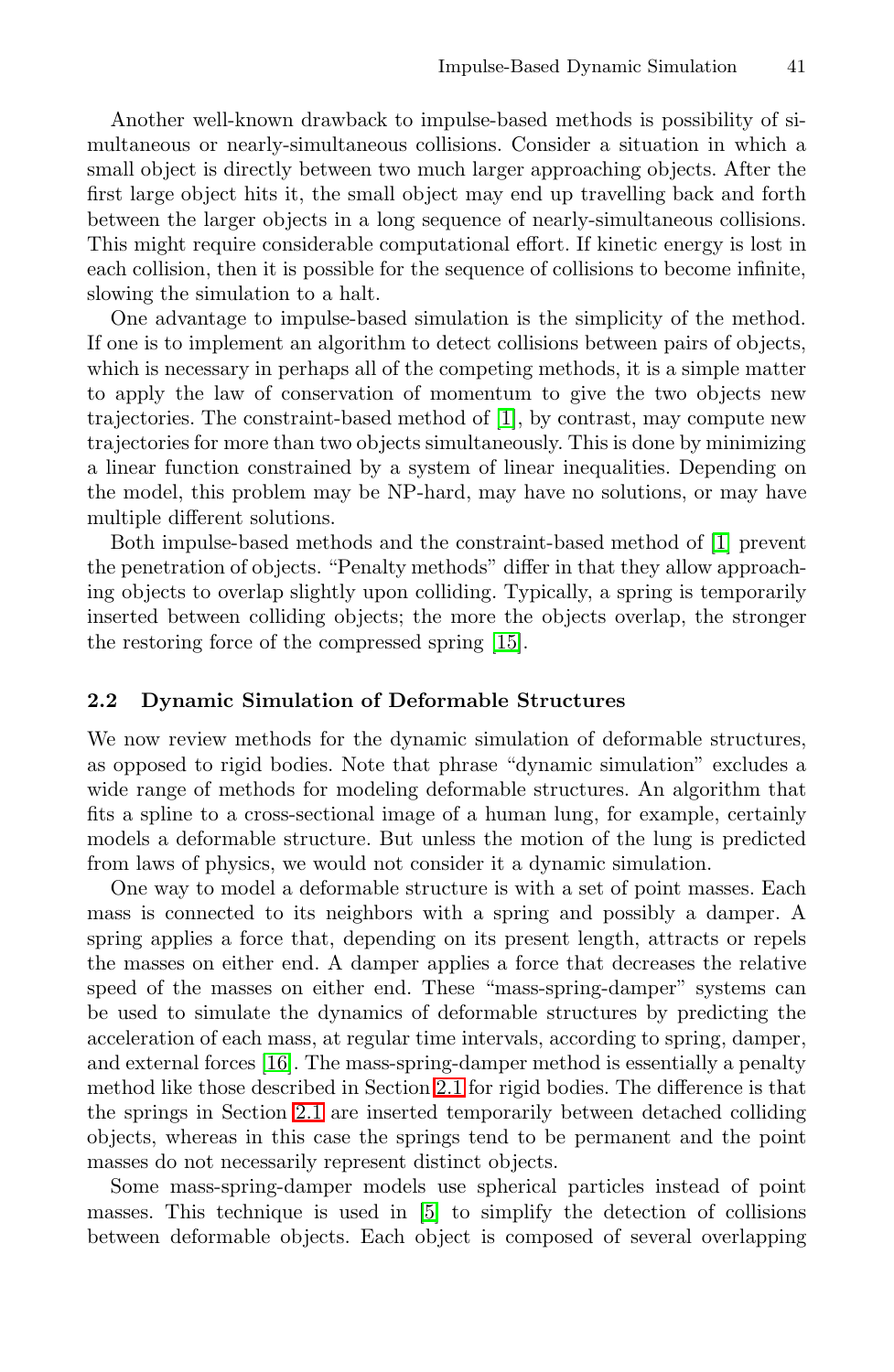Another well-known drawback to impulse-based methods is possibility of simultaneous or nearly-simultaneous collisions. Consider a situation in which a small object is directly between two much larger approaching objects. After the first large object hits it, the small object may end up travelling back and forth between the larger objects in a long sequence of nearly-simultaneous collisions. This might require considerable computational effort. If kinetic energy is lost in each collision, then it is possible for the sequence of collisions to become infinite, slowing the simulation to a halt.

One advantage to impulse-based simulation is the simplicity of the method. If one is to implement an algorithm to detect collisions between pairs of objects, which is necessary in perhaps all of the competing methods, it is a simple matter to apply the law of conservation of momentum to give the two objects new trajectories. The constraint-based method of [1], by contrast, may compute new trajectories for more than two objects simultaneously. This is done by minimizing a linear function constrained by a system of linear inequalities. Depending on the model, this problem may be NP-hard, may have no solutions, or may have multiple different solutions.

Both impulse-based methods and the constraint-based method of [1] prevent the penetration of objects. "Penalty methods" differ in that they allow approaching objects to overlap slightly upon colliding. Typically, a spring is temporarily inserted between colliding objects; the more the objects overlap, the stronger the restoring force of the compressed spring [15].

### 2.2 Dynamic Simulation of Deformable Structures

We now review methods for the dynamic simulation of deformable structures, as opposed to rigid bodies. Note that phrase "dynamic simulation" excludes a wide range of methods for modeling deformable structures. An algorithm that fits a spline to a cross-sectional image of a human lung, for example, certainly models a deformable structure. But unless the motion of the lung is predicted from laws of physics, we would not consider it a dynamic simulation.

One way to model a deformable structure is with a set of point masses. Each mass is connected to its neighbors with a spring and possibly a damper. A spring applies a force that, depending on its present length, attracts or repels the masses on either end. A damper applies a force that decreases the relative speed of the masses on either end. These "mass-spring-damper" systems can be used to simulate the dynamics of deformable structures by predicting the acceleration of each mass, at regular time intervals, according to spring, damper, and external forces [16]. The mass-spring-damper method is essentially a penalty method like those described in Section 2.1 for rigid bodies. The difference is that the springs in Section 2.1 are inserted temporarily between detached colliding objects, whereas in this case the springs tend to be permanent and the point masses do not necessarily represent distinct objects.

Some mass-spring-damper models use spherical particles instead of point masses. This technique is used in [5] to simplify the detection of collisions between deformable objects. Each object is composed of several overlapping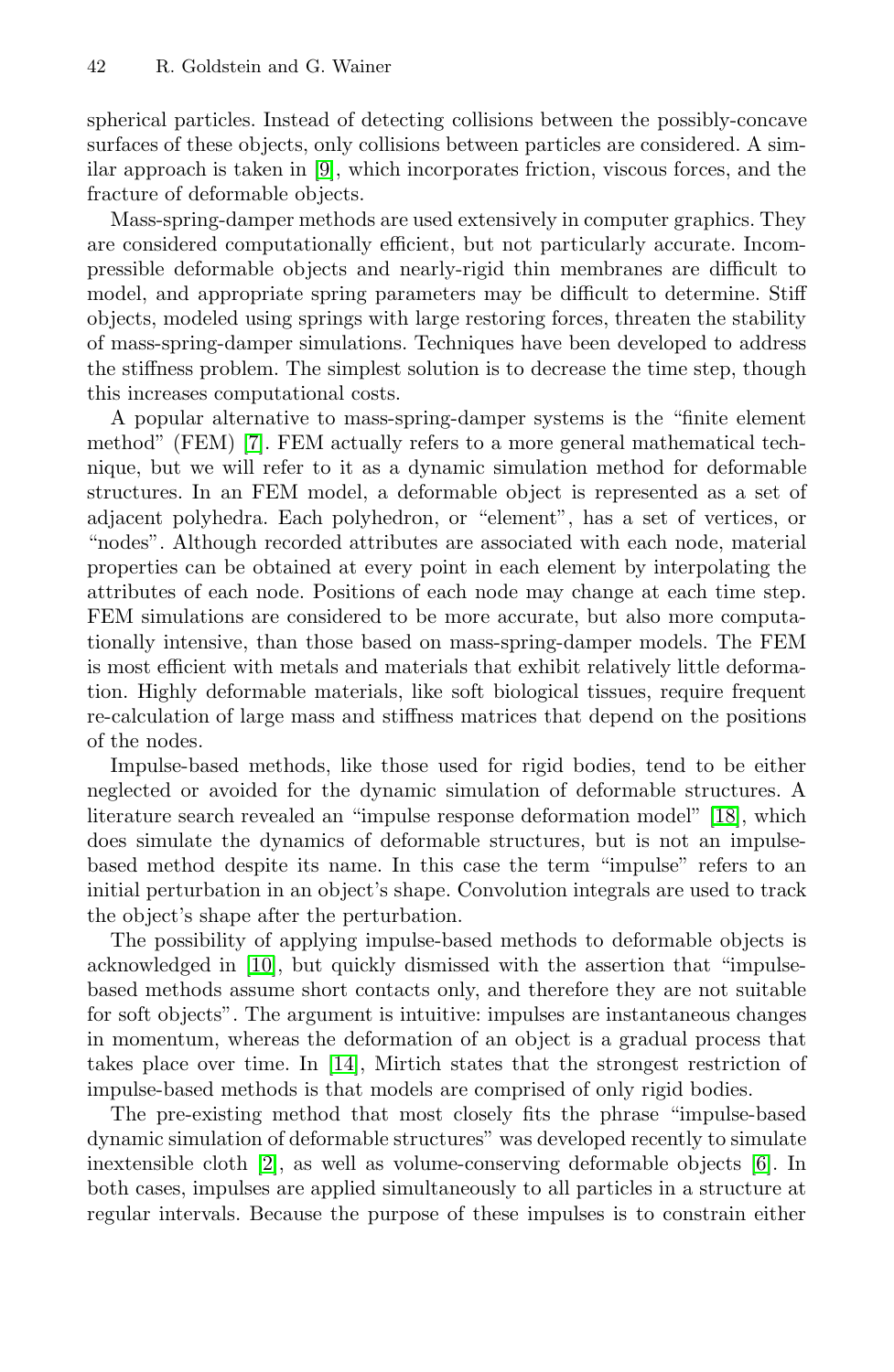spherical particles. Instead of detecting collisions between the possibly-concave surfaces of these objects, only collisions between particles are considered. A similar approach is taken in [9], which incorporates friction, viscous forces, and the fracture of deformable objects.

Mass-spring-damper methods are used extensively in computer graphics. They are considered computationally efficient, but not particularly accurate. Incompressible deformable objects and nearly-rigid thin membranes are difficult to model, and appropriate spring parameters may be difficult to determine. Stiff objects, modeled using springs with large restoring forces, threaten the stability of mass-spring-damper simulations. Techniques have been developed to address the stiffness problem. The simplest solution is to decrease the time step, though this increases computational costs.

A popular alternative to mass-spring-damper systems is the "finite element method" (FEM) [7]. FEM actually refers to a more general mathematical technique, but we will refer to it as a dynamic simulation method for deformable structures. In an FEM model, a deformable object is represented as a set of adjacent polyhedra. Each polyhedron, or "element", has a set of vertices, or "nodes". Although recorded attributes are associated with each node, material properties can be obtained at every point in each element by interpolating the attributes of each node. Positions of each node may change at each time step. FEM simulations are considered to be more accurate, but also more computationally intensive, than those based on mass-spring-damper models. The FEM is most efficient with metals and materials that exhibit relatively little deformation. Highly deformable materials, like soft biological tissues, require frequent re-calculation of large mass and stiffness matrices that depend on the positions of the nodes.

Impulse-based methods, like those used for rigid bodies, tend to be either neglected or avoided for the dynamic simulation of deformable structures. A literature search revealed an "impulse response deformation model" [18], which does simulate the dynamics of deformable structures, but is not an impulse-based method despite its name. In this case the term "impulse" refers to an initial perturbation in an object's shape. Convolution integrals are used to track the object's shape after the perturbation.

The possibility of applying impulse-based methods to deformable objects is acknowledged in [10], but quickly dismissed with the assertion that "impulse-based methods assume short contacts only, and therefore they are not suitable for soft objects". The argument is intuitive: impulses are instantaneous changes in momentum, whereas the deformation of an object is a gradual process that takes place over time. In [14], Mirtich states that the strongest restriction of impulse-based methods is that models are comprised of only rigid bodies.

The pre-existing method that most closely fits the phrase "impulse-based dynamic simulation of deformable structures" was developed recently to simulate inextensible cloth [2], as well as volume-conserving deformable objects [6]. In both cases, impulses are applied simultaneously to all particles in a structure at regular intervals. Because the purpose of these impulses is to constrain either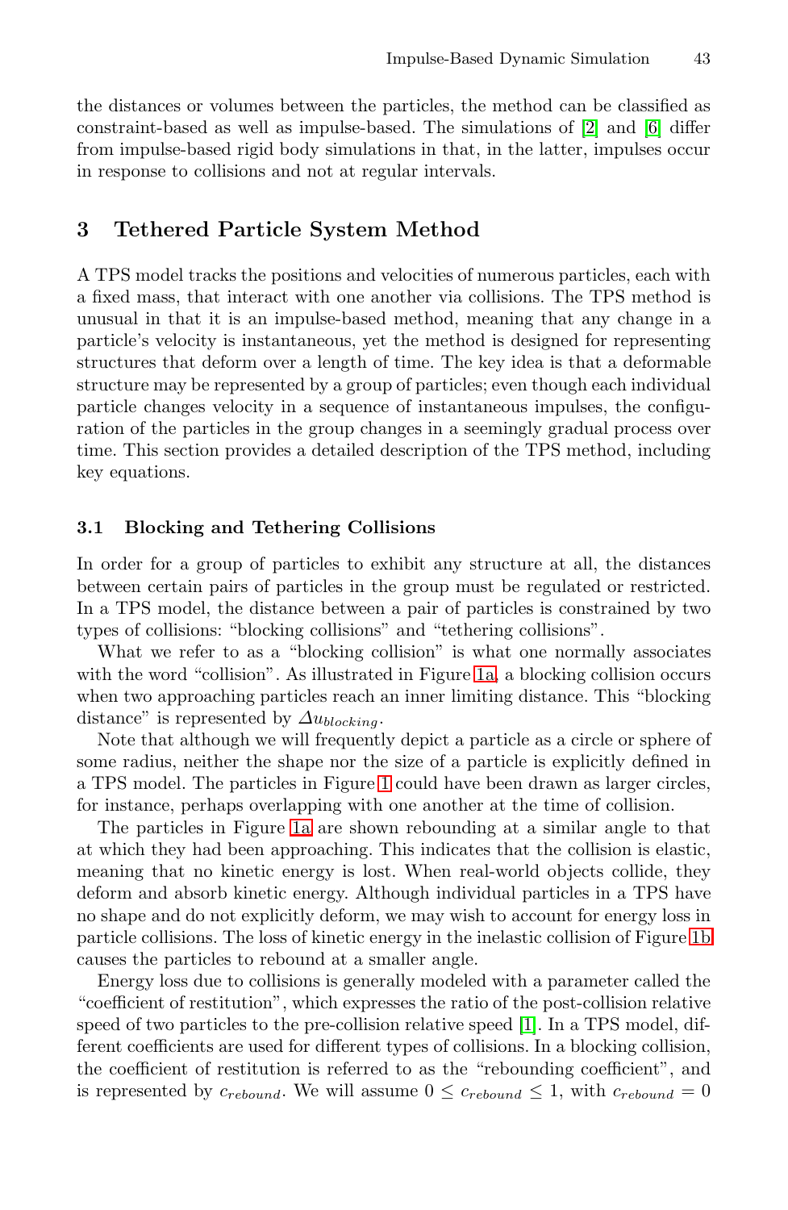the distances or volumes between the particles, the method can be classified as constraint-based as well as impulse-based. The simulations of [2] and [6] differ from impulse-based rigid body simulations in that, in the latter, impulses occur in response to collisions and not at regular intervals.

## 3 Tethered Particle System Method

A TPS model tracks the positions and velocities of numerous particles, each with a fixed mass, that interact with one another via collisions. The TPS method is unusual in that it is an impulse-based method, meaning that any change in a particle's velocity is instantaneous, yet the method is designed for representing structures that deform over a length of time. The key idea is that a deformable structure may be represented by a group of particles; even though each individual particle changes velocity in a sequence of instantaneous impulses, the configuration of the particles in the group changes in a seemingly gradual process over time. This section provides a detailed description of the TPS method, including key equations.

### 3.1 Blocking and Tethering Collisions

In order for a group of particles to exhibit any structure at all, the distances between certain pairs of particles in the group must be regulated or restricted. In a TPS model, the distance between a pair of particles is constrained by two types of collisions: "blocking collisions" and "tethering collisions".

What we refer to as a "blocking collision" is what one normally associates with the word "collision". As illustrated in Figure 1a, a blocking collision occurs when two approaching particles reach an inner limiting distance. This "blocking distance" is represented by $\Delta u_{blocking}$.

Note that although we will frequently depict a particle as a circle or sphere of some radius, neither the shape nor the size of a particle is explicitly defined in a TPS model. The particles in Figure 1 could have been drawn as larger circles, for instance, perhaps overlapping with one another at the time of collision.

The particles in Figure 1a are shown rebounding at a similar angle to that at which they had been approaching. This indicates that the collision is elastic, meaning that no kinetic energy is lost. When real-world objects collide, they deform and absorb kinetic energy. Although individual particles in a TPS have no shape and do not explicitly deform, we may wish to account for energy loss in particle collisions. The loss of kinetic energy in the inelastic collision of Figure 1b causes the particles to rebound at a smaller angle.

Energy loss due to collisions is generally modeled with a parameter called the "coefficient of restitution", which expresses the ratio of the post-collision relative speed of two particles to the pre-collision relative speed [1]. In a TPS model, different coefficients are used for different types of collisions. In a blocking collision, the coefficient of restitution is referred to as the "rebounding coefficient", and is represented by $c_{rebound}$. We will assume $0 \leq c_{rebound} \leq 1$, with $c_{rebound} = 0$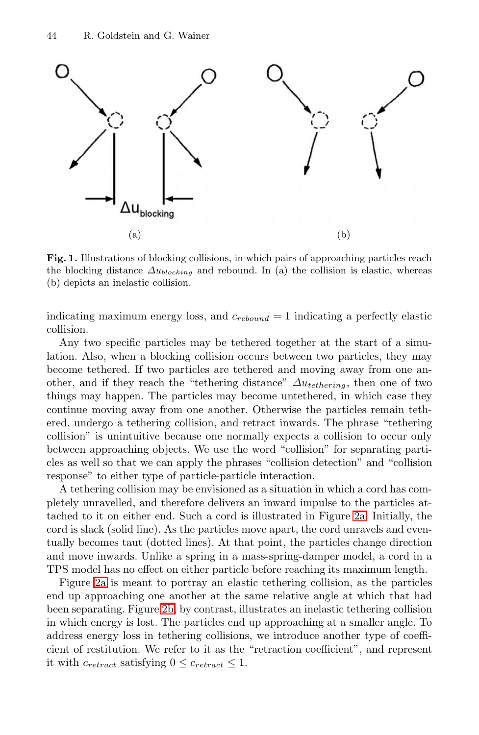**Fig. 1.** Illustrations of blocking collisions, in which pairs of approaching particles reach the blocking distance $\Delta u_{blocking}$ and rebound. In (a) the collision is elastic, whereas (b) depicts an inelastic collision.

indicating maximum energy loss, and $c_{rebound} = 1$ indicating a perfectly elastic collision.

Any two specific particles may be tethered together at the start of a simulation. Also, when a blocking collision occurs between two particles, they may become tethered. If two particles are tethered and moving away from one another, and if they reach the "tethering distance" $\Delta u_{tethering}$, then one of two things may happen. The particles may become untethered, in which case they continue moving away from one another. Otherwise the particles remain tethered, undergo a tethering collision, and retract inwards. The phrase "tethering collision" is unintuitive because one normally expects a collision to occur only between approaching objects. We use the word "collision" for separating particles as well so that we can apply the phrases "collision detection" and "collision response" to either type of particle-particle interaction.

A tethering collision may be envisioned as a situation in which a cord has completely unravelled, and therefore delivers an inward impulse to the particles attached to it on either end. Such a cord is illustrated in Figure 2a. Initially, the cord is slack (solid line). As the particles move apart, the cord unravels and eventually becomes taut (dotted lines). At that point, the particles change direction and move inwards. Unlike a spring in a mass-spring-damper model, a cord in a TPS model has no effect on either particle before reaching its maximum length.

Figure 2a is meant to portray an elastic tethering collision, as the particles end up approaching one another at the same relative angle at which that had been separating. Figure 2b, by contrast, illustrates an inelastic tethering collision in which energy is lost. The particles end up approaching at a smaller angle. To address energy loss in tethering collisions, we introduce another type of coefficient of restitution. We refer to it as the "retraction coefficient", and represent it with $c_{retract}$ satisfying $0 \leq c_{retract} \leq 1$.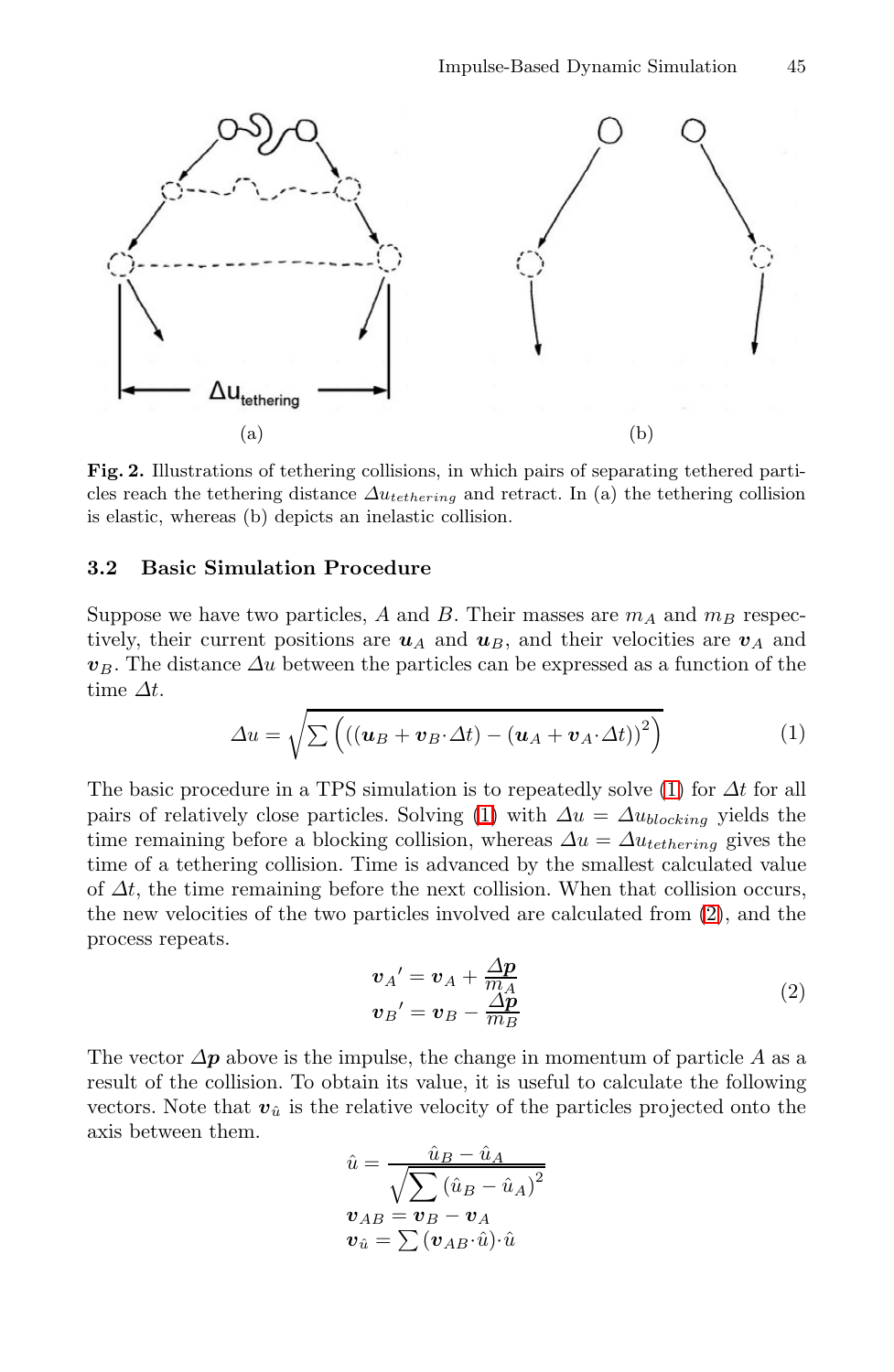**Fig. 2.** Illustrations of tethering collisions, in which pairs of separating tethered particles reach the tethering distance $\Delta u_{tethering}$ and retract. In (a) the tethering collision is elastic, whereas (b) depicts an inelastic collision.

### 3.2 Basic Simulation Procedure

Suppose we have two particles, $A$ and $B$. Their masses are $m_A$ and $m_B$ respectively, their current positions are $\boldsymbol{u}_A$ and $\boldsymbol{u}_B$, and their velocities are $\boldsymbol{v}_A$ and $\boldsymbol{v}_B$. The distance $\Delta u$ between the particles can be expressed as a function of the time $\Delta t$.

$$\Delta u = \sqrt{\sum \left( \left( (\boldsymbol{u}_B + \boldsymbol{v}_B \cdot \Delta t) - (\boldsymbol{u}_A + \boldsymbol{v}_A \cdot \Delta t) \right)^2 \right)} \tag{1}$$

The basic procedure in a TPS simulation is to repeatedly solve (1) for $\Delta t$ for all pairs of relatively close particles. Solving (1) with $\Delta u = \Delta u_{blocking}$ yields the time remaining before a blocking collision, whereas $\Delta u = \Delta u_{tethering}$ gives the time of a tethering collision. Time is advanced by the smallest calculated value of $\Delta t$, the time remaining before the next collision. When that collision occurs, the new velocities of the two particles involved are calculated from (2), and the process repeats.

$$\begin{aligned} \boldsymbol{v}_A{}' &= \boldsymbol{v}_A + \frac{\Delta \boldsymbol{p}}{m_A} \\ \boldsymbol{v}_B{}' &= \boldsymbol{v}_B - \frac{\Delta \boldsymbol{p}}{m_B} \end{aligned} \tag{2}$$

The vector $\Delta \boldsymbol{p}$ above is the impulse, the change in momentum of particle $A$ as a result of the collision. To obtain its value, it is useful to calculate the following vectors. Note that $\boldsymbol{v}_{\hat{u}}$ is the relative velocity of the particles projected onto the axis between them.

$$\begin{aligned} \hat{u} &= \frac{\hat{u}_B - \hat{u}_A}{\sqrt{\sum (\hat{u}_B - \hat{u}_A)^2}} \\ \boldsymbol{v}_{AB} &= \boldsymbol{v}_B - \boldsymbol{v}_A \\ \boldsymbol{v}_{\hat{u}} &= \sum (\boldsymbol{v}_{AB} \cdot \hat{u}) \cdot \hat{u} \end{aligned}$$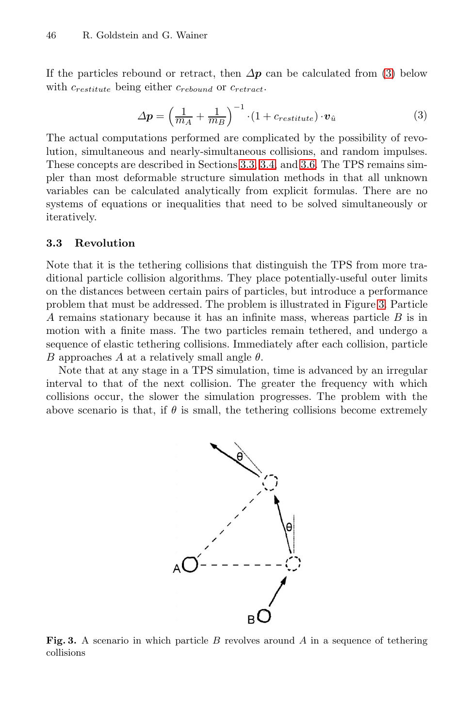If the particles rebound or retract, then $\boldsymbol{\Delta p}$ can be calculated from (3) below with $c_{restitute}$ being either $c_{rebound}$ or $c_{retract}$.

$$\boldsymbol{\Delta p} = \left(\frac{1}{m_A} + \frac{1}{m_B}\right)^{-1} \cdot (1 + c_{restitute}) \cdot \boldsymbol{v}_{\hat{u}} \tag{3}$$

The actual computations performed are complicated by the possibility of revolution, simultaneous and nearly-simultaneous collisions, and random impulses. These concepts are described in Sections 3.3, 3.4, and 3.6. The TPS remains simpler than most deformable structure simulation methods in that all unknown variables can be calculated analytically from explicit formulas. There are no systems of equations or inequalities that need to be solved simultaneously or iteratively.

### 3.3 Revolution

Note that it is the tethering collisions that distinguish the TPS from more traditional particle collision algorithms. They place potentially-useful outer limits on the distances between certain pairs of particles, but introduce a performance problem that must be addressed. The problem is illustrated in Figure 3. Particle $A$ remains stationary because it has an infinite mass, whereas particle $B$ is in motion with a finite mass. The two particles remain tethered, and undergo a sequence of elastic tethering collisions. Immediately after each collision, particle $B$ approaches $A$ at a relatively small angle $\theta$.

Note that at any stage in a TPS simulation, time is advanced by an irregular interval to that of the next collision. The greater the frequency with which collisions occur, the slower the simulation progresses. The problem with the above scenario is that, if $\theta$ is small, the tethering collisions become extremely

**Fig. 3.** A scenario in which particle $B$ revolves around $A$ in a sequence of tethering collisions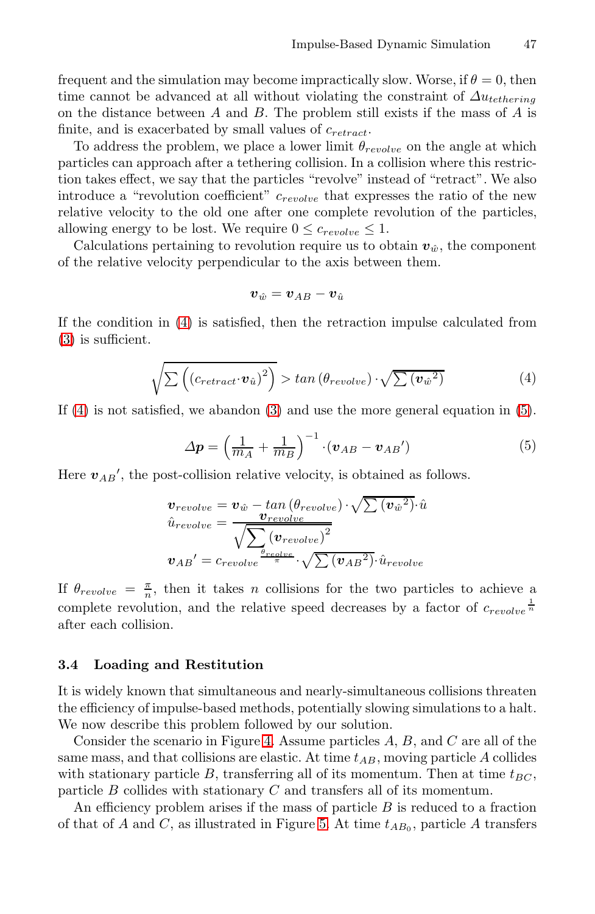frequent and the simulation may become impractically slow. Worse, if $\theta = 0$, then time cannot be advanced at all without violating the constraint of $\Delta u_{tethering}$ on the distance between $A$ and $B$. The problem still exists if the mass of $A$ is finite, and is exacerbated by small values of $c_{retract}$.

To address the problem, we place a lower limit $\theta_{revolve}$ on the angle at which particles can approach after a tethering collision. In a collision where this restriction takes effect, we say that the particles "revolve" instead of "retract". We also introduce a "revolution coefficient" $c_{revolve}$ that expresses the ratio of the new relative velocity to the old one after one complete revolution of the particles, allowing energy to be lost. We require $0 \leq c_{revolve} \leq 1$.

Calculations pertaining to revolution require us to obtain $\boldsymbol{v}_{\hat{w}}$, the component of the relative velocity perpendicular to the axis between them.

$$\boldsymbol{v}_{\hat{w}} = \boldsymbol{v}_{AB} - \boldsymbol{v}_{\hat{u}}$$

If the condition in (4) is satisfied, then the retraction impulse calculated from (3) is sufficient.

$$\sqrt{\sum \left( (c_{retract} \cdot \boldsymbol{v}_{\hat{u}})^2 \right)} > tan\left(\theta_{revolve}\right) \cdot \sqrt{\sum \left(\boldsymbol{v}_{\hat{w}}{}^2\right)} \tag{4}$$

If (4) is not satisfied, we abandon (3) and use the more general equation in (5).

$$\Delta \boldsymbol{p} = \left( \frac{1}{m_A} + \frac{1}{m_B} \right)^{-1} \cdot (\boldsymbol{v}_{AB} - \boldsymbol{v}_{AB}{}') \tag{5}$$

Here $\boldsymbol{v}_{AB}{}'$, the post-collision relative velocity, is obtained as follows.

$$\boldsymbol{v}_{revolve} = \boldsymbol{v}_{\hat{w}} - tan\left(\theta_{revolve}\right) \cdot \sqrt{\sum \left(\boldsymbol{v}_{\hat{w}}{}^2\right)} \cdot \hat{u}$$

$$\hat{u}_{revolve} = \frac{\boldsymbol{v}_{revolve}}{\sqrt{\sum \left(\boldsymbol{v}_{revolve}\right)^2}}$$

$$\boldsymbol{v}_{AB}{}' = c_{revolve}{}^{\frac{\theta_{revolve}}{\pi}} \cdot \sqrt{\sum \left(\boldsymbol{v}_{AB}{}^2\right)} \cdot \hat{u}_{revolve}$$

If $\theta_{revolve} = \frac{\pi}{n}$, then it takes $n$ collisions for the two particles to achieve a complete revolution, and the relative speed decreases by a factor of $c_{revolve}{}^{\frac{1}{n}}$ after each collision.

### 3.4 Loading and Restitution

It is widely known that simultaneous and nearly-simultaneous collisions threaten the efficiency of impulse-based methods, potentially slowing simulations to a halt. We now describe this problem followed by our solution.

Consider the scenario in Figure 4. Assume particles $A$, $B$, and $C$ are all of the same mass, and that collisions are elastic. At time $t_{AB}$, moving particle $A$ collides with stationary particle $B$, transferring all of its momentum. Then at time $t_{BC}$, particle $B$ collides with stationary $C$ and transfers all of its momentum.

An efficiency problem arises if the mass of particle $B$ is reduced to a fraction of that of $A$ and $C$, as illustrated in Figure 5. At time $t_{AB_0}$, particle $A$ transfers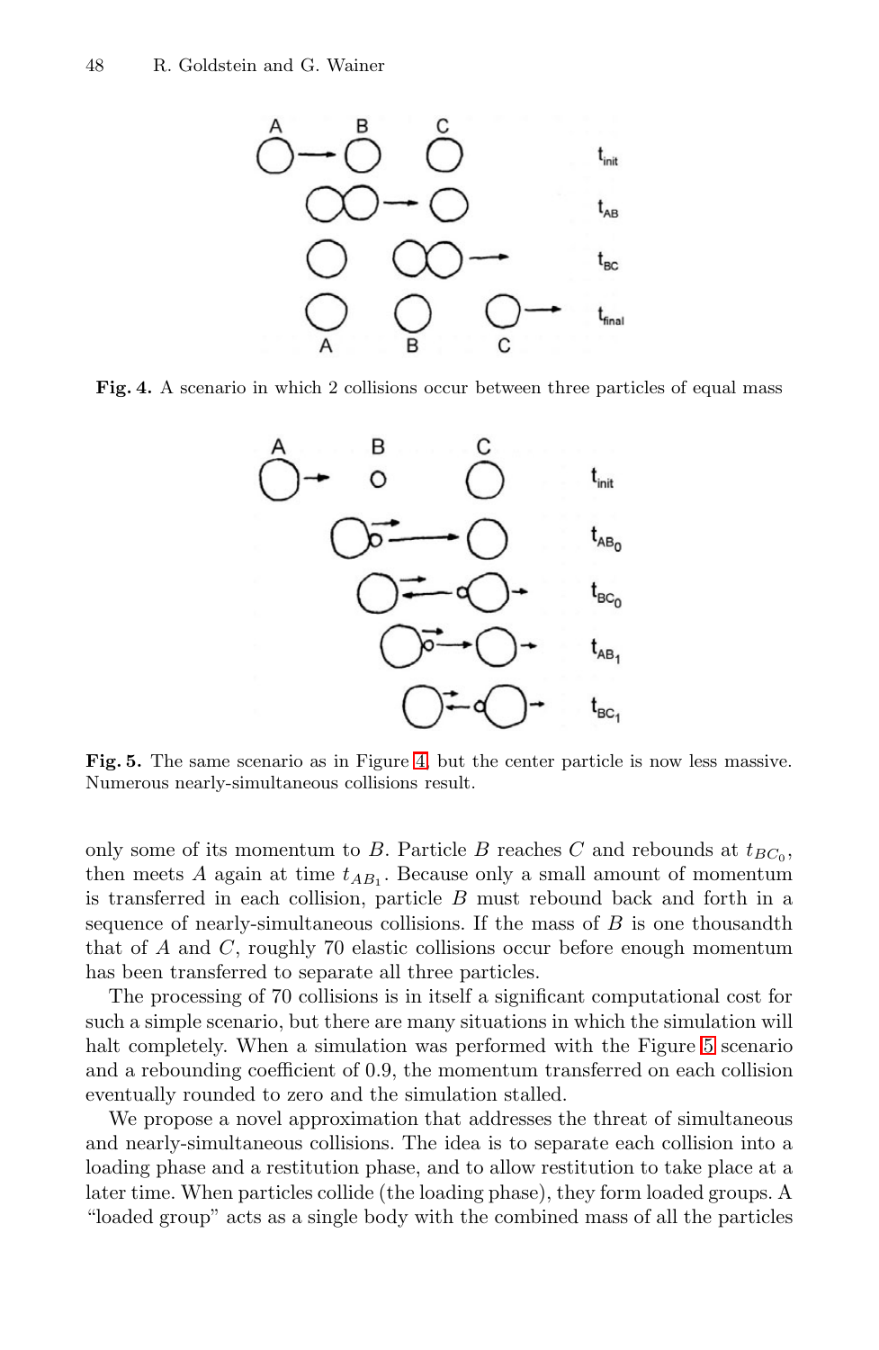**Fig. 4.** A scenario in which 2 collisions occur between three particles of equal mass

**Fig. 5.** The same scenario as in Figure 4, but the center particle is now less massive. Numerous nearly-simultaneous collisions result.

only some of its momentum to $B$. Particle $B$ reaches $C$ and rebounds at $t_{BC_0}$, then meets $A$ again at time $t_{AB_1}$. Because only a small amount of momentum is transferred in each collision, particle $B$ must rebound back and forth in a sequence of nearly-simultaneous collisions. If the mass of $B$ is one thousandth that of $A$ and $C$, roughly 70 elastic collisions occur before enough momentum has been transferred to separate all three particles.

The processing of 70 collisions is in itself a significant computational cost for such a simple scenario, but there are many situations in which the simulation will halt completely. When a simulation was performed with the Figure 5 scenario and a rebounding coefficient of 0.9, the momentum transferred on each collision eventually rounded to zero and the simulation stalled.

We propose a novel approximation that addresses the threat of simultaneous and nearly-simultaneous collisions. The idea is to separate each collision into a loading phase and a restitution phase, and to allow restitution to take place at a later time. When particles collide (the loading phase), they form loaded groups. A "loaded group" acts as a single body with the combined mass of all the particles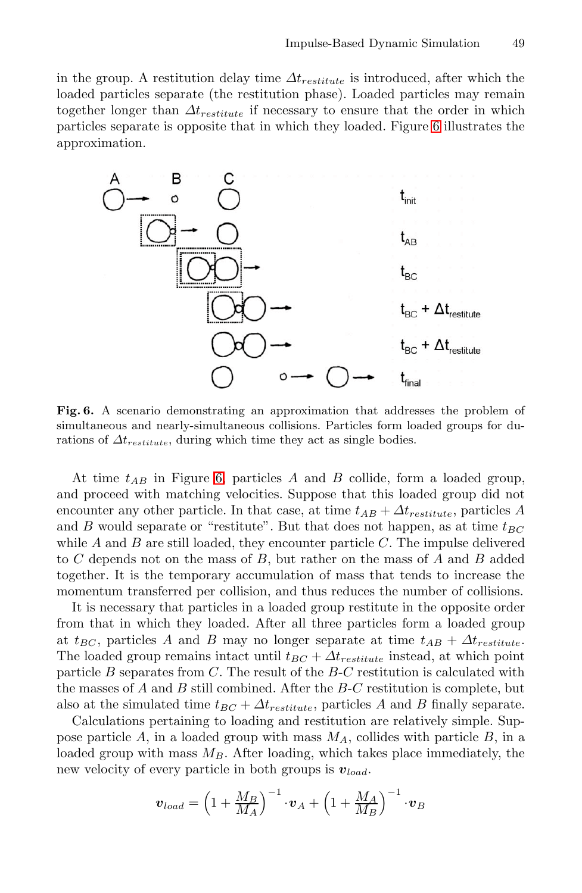in the group. A restitution delay time $\Delta t_{restitute}$ is introduced, after which the loaded particles separate (the restitution phase). Loaded particles may remain together longer than $\Delta t_{restitute}$ if necessary to ensure that the order in which particles separate is opposite that in which they loaded. Figure 6 illustrates the approximation.

**Fig. 6.** A scenario demonstrating an approximation that addresses the problem of simultaneous and nearly-simultaneous collisions. Particles form loaded groups for durations of $\Delta t_{restitute}$, during which time they act as single bodies.

At time $t_{AB}$ in Figure 6, particles $A$ and $B$ collide, form a loaded group, and proceed with matching velocities. Suppose that this loaded group did not encounter any other particle. In that case, at time $t_{AB} + \Delta t_{restitute}$, particles $A$ and $B$ would separate or "restitute". But that does not happen, as at time $t_{BC}$ while $A$ and $B$ are still loaded, they encounter particle $C$. The impulse delivered to $C$ depends not on the mass of $B$, but rather on the mass of $A$ and $B$ added together. It is the temporary accumulation of mass that tends to increase the momentum transferred per collision, and thus reduces the number of collisions.

It is necessary that particles in a loaded group restitute in the opposite order from that in which they loaded. After all three particles form a loaded group at $t_{BC}$, particles $A$ and $B$ may no longer separate at time $t_{AB} + \Delta t_{restitute}$. The loaded group remains intact until $t_{BC} + \Delta t_{restitute}$ instead, at which point particle $B$ separates from $C$. The result of the $B$-$C$ restitution is calculated with the masses of $A$ and $B$ still combined. After the $B$-$C$ restitution is complete, but also at the simulated time $t_{BC} + \Delta t_{restitute}$, particles $A$ and $B$ finally separate.

Calculations pertaining to loading and restitution are relatively simple. Suppose particle $A$, in a loaded group with mass $M_A$, collides with particle $B$, in a loaded group with mass $M_B$. After loading, which takes place immediately, the new velocity of every particle in both groups is $\boldsymbol{v}_{load}$.

$$\boldsymbol{v}_{load} = \left(1 + \frac{M_B}{M_A}\right)^{-1} \cdot \boldsymbol{v}_A + \left(1 + \frac{M_A}{M_B}\right)^{-1} \cdot \boldsymbol{v}_B$$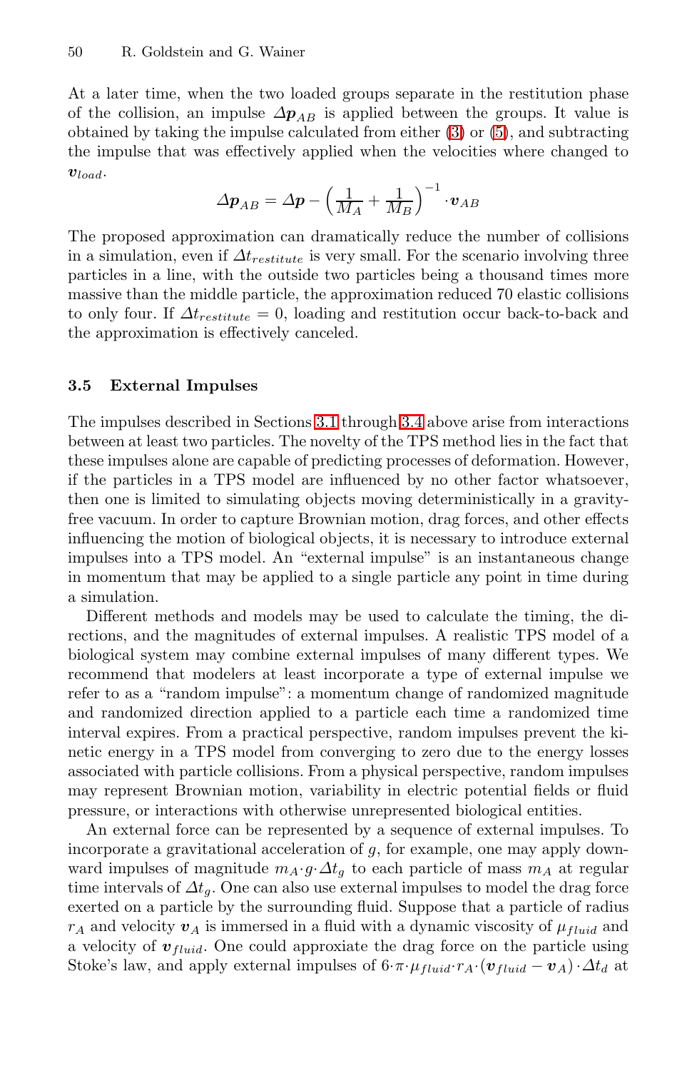At a later time, when the two loaded groups separate in the restitution phase of the collision, an impulse $\Delta \boldsymbol{p}_{AB}$ is applied between the groups. It value is obtained by taking the impulse calculated from either (3) or (5), and subtracting the impulse that was effectively applied when the velocities where changed to $\boldsymbol{v}_{load}$.

$$\Delta \boldsymbol{p}_{AB} = \Delta \boldsymbol{p} - \left(\frac{1}{M_A} + \frac{1}{M_B}\right)^{-1} \cdot \boldsymbol{v}_{AB}$$

The proposed approximation can dramatically reduce the number of collisions in a simulation, even if $\Delta t_{restitute}$ is very small. For the scenario involving three particles in a line, with the outside two particles being a thousand times more massive than the middle particle, the approximation reduced 70 elastic collisions to only four. If $\Delta t_{restitute} = 0$, loading and restitution occur back-to-back and the approximation is effectively canceled.

### 3.5 External Impulses

The impulses described in Sections 3.1 through 3.4 above arise from interactions between at least two particles. The novelty of the TPS method lies in the fact that these impulses alone are capable of predicting processes of deformation. However, if the particles in a TPS model are influenced by no other factor whatsoever, then one is limited to simulating objects moving deterministically in a gravity-free vacuum. In order to capture Brownian motion, drag forces, and other effects influencing the motion of biological objects, it is necessary to introduce external impulses into a TPS model. An "external impulse" is an instantaneous change in momentum that may be applied to a single particle any point in time during a simulation.

Different methods and models may be used to calculate the timing, the directions, and the magnitudes of external impulses. A realistic TPS model of a biological system may combine external impulses of many different types. We recommend that modelers at least incorporate a type of external impulse we refer to as a "random impulse": a momentum change of randomized magnitude and randomized direction applied to a particle each time a randomized time interval expires. From a practical perspective, random impulses prevent the kinetic energy in a TPS model from converging to zero due to the energy losses associated with particle collisions. From a physical perspective, random impulses may represent Brownian motion, variability in electric potential fields or fluid pressure, or interactions with otherwise unrepresented biological entities.

An external force can be represented by a sequence of external impulses. To incorporate a gravitational acceleration of $g$, for example, one may apply downward impulses of magnitude $m_A \cdot g \cdot \Delta t_g$ to each particle of mass $m_A$ at regular time intervals of $\Delta t_g$. One can also use external impulses to model the drag force exerted on a particle by the surrounding fluid. Suppose that a particle of radius $r_A$ and velocity $\boldsymbol{v}_A$ is immersed in a fluid with a dynamic viscosity of $\mu_{fluid}$ and a velocity of $\boldsymbol{v}_{fluid}$. One could approxiate the drag force on the particle using Stoke's law, and apply external impulses of $6 \cdot \pi \cdot \mu_{fluid} \cdot r_A \cdot (\boldsymbol{v}_{fluid} - \boldsymbol{v}_A) \cdot \Delta t_d$ at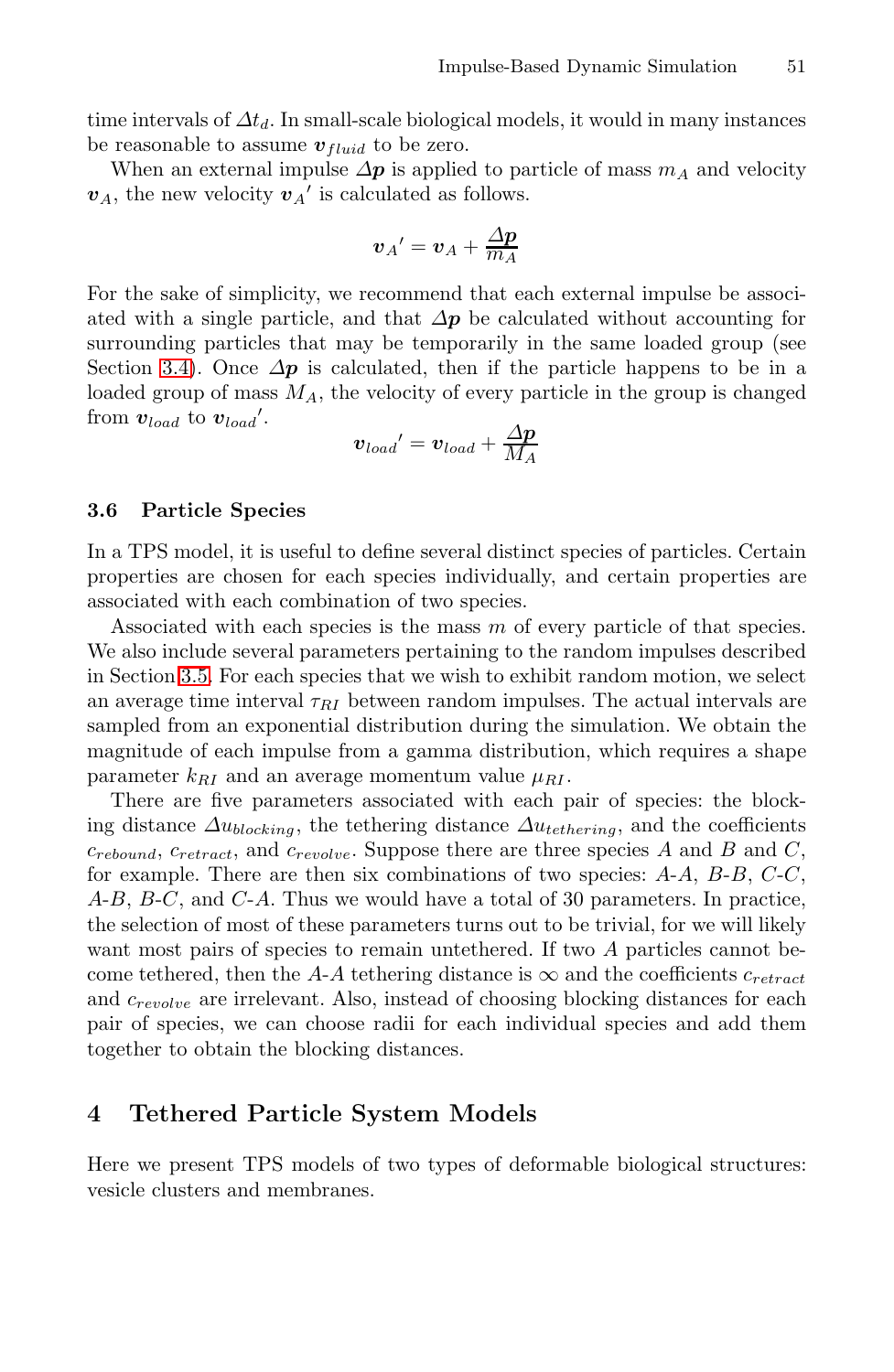time intervals of $\Delta t_d$. In small-scale biological models, it would in many instances be reasonable to assume $\boldsymbol{v}_{fluid}$ to be zero.

When an external impulse $\boldsymbol{\Delta p}$ is applied to particle of mass $m_A$ and velocity $\boldsymbol{v}_A$, the new velocity $\boldsymbol{v}_A{}'$ is calculated as follows.

$$\boldsymbol{v}_A{}' = \boldsymbol{v}_A + \frac{\boldsymbol{\Delta p}}{m_A}$$

For the sake of simplicity, we recommend that each external impulse be associated with a single particle, and that $\boldsymbol{\Delta p}$ be calculated without accounting for surrounding particles that may be temporarily in the same loaded group (see Section 3.4). Once $\boldsymbol{\Delta p}$ is calculated, then if the particle happens to be in a loaded group of mass $M_A$, the velocity of every particle in the group is changed from $\boldsymbol{v}_{load}$ to $\boldsymbol{v}_{load}{}'$.

$$\boldsymbol{v}_{load}{}' = \boldsymbol{v}_{load} + \frac{\boldsymbol{\Delta p}}{M_A}$$

### 3.6 Particle Species

In a TPS model, it is useful to define several distinct species of particles. Certain properties are chosen for each species individually, and certain properties are associated with each combination of two species.

Associated with each species is the mass $m$ of every particle of that species. We also include several parameters pertaining to the random impulses described in Section 3.5. For each species that we wish to exhibit random motion, we select an average time interval $\tau_{RI}$ between random impulses. The actual intervals are sampled from an exponential distribution during the simulation. We obtain the magnitude of each impulse from a gamma distribution, which requires a shape parameter $k_{RI}$ and an average momentum value $\mu_{RI}$.

There are five parameters associated with each pair of species: the blocking distance $\Delta u_{blocking}$, the tethering distance $\Delta u_{tethering}$, and the coefficients $c_{rebound}$, $c_{retract}$, and $c_{revolve}$. Suppose there are three species $A$ and $B$ and $C$, for example. There are then six combinations of two species: $A$-$A$, $B$-$B$, $C$-$C$, $A$-$B$, $B$-$C$, and $C$-$A$. Thus we would have a total of 30 parameters. In practice, the selection of most of these parameters turns out to be trivial, for we will likely want most pairs of species to remain untethered. If two $A$ particles cannot become tethered, then the $A$-$A$ tethering distance is $\infty$ and the coefficients $c_{retract}$ and $c_{revolve}$ are irrelevant. Also, instead of choosing blocking distances for each pair of species, we can choose radii for each individual species and add them together to obtain the blocking distances.

## 4 Tethered Particle System Models

Here we present TPS models of two types of deformable biological structures: vesicle clusters and membranes.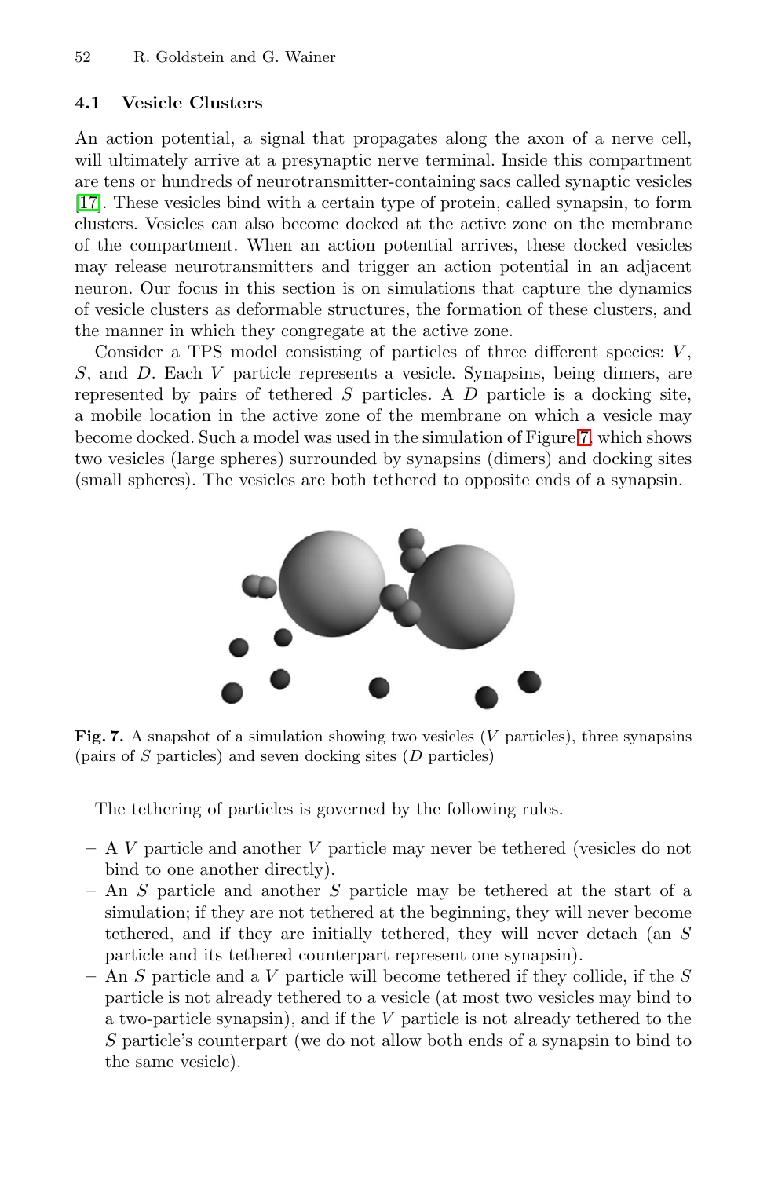### 4.1 Vesicle Clusters

An action potential, a signal that propagates along the axon of a nerve cell, will ultimately arrive at a presynaptic nerve terminal. Inside this compartment are tens or hundreds of neurotransmitter-containing sacs called synaptic vesicles [17]. These vesicles bind with a certain type of protein, called synapsin, to form clusters. Vesicles can also become docked at the active zone on the membrane of the compartment. When an action potential arrives, these docked vesicles may release neurotransmitters and trigger an action potential in an adjacent neuron. Our focus in this section is on simulations that capture the dynamics of vesicle clusters as deformable structures, the formation of these clusters, and the manner in which they congregate at the active zone.

Consider a TPS model consisting of particles of three different species: $V$, $S$, and $D$. Each $V$ particle represents a vesicle. Synapsins, being dimers, are represented by pairs of tethered $S$ particles. A $D$ particle is a docking site, a mobile location in the active zone of the membrane on which a vesicle may become docked. Such a model was used in the simulation of Figure 7, which shows two vesicles (large spheres) surrounded by synapsins (dimers) and docking sites (small spheres). The vesicles are both tethered to opposite ends of a synapsin.

**Fig. 7.** A snapshot of a simulation showing two vesicles ($V$ particles), three synapsins (pairs of $S$ particles) and seven docking sites ($D$ particles)

The tethering of particles is governed by the following rules.

- A $V$ particle and another $V$ particle may never be tethered (vesicles do not bind to one another directly).
- An $S$ particle and another $S$ particle may be tethered at the start of a simulation; if they are not tethered at the beginning, they will never become tethered, and if they are initially tethered, they will never detach (an $S$ particle and its tethered counterpart represent one synapsin).
- An $S$ particle and a $V$ particle will become tethered if they collide, if the $S$ particle is not already tethered to a vesicle (at most two vesicles may bind to a two-particle synapsin), and if the $V$ particle is not already tethered to the $S$ particle's counterpart (we do not allow both ends of a synapsin to bind to the same vesicle).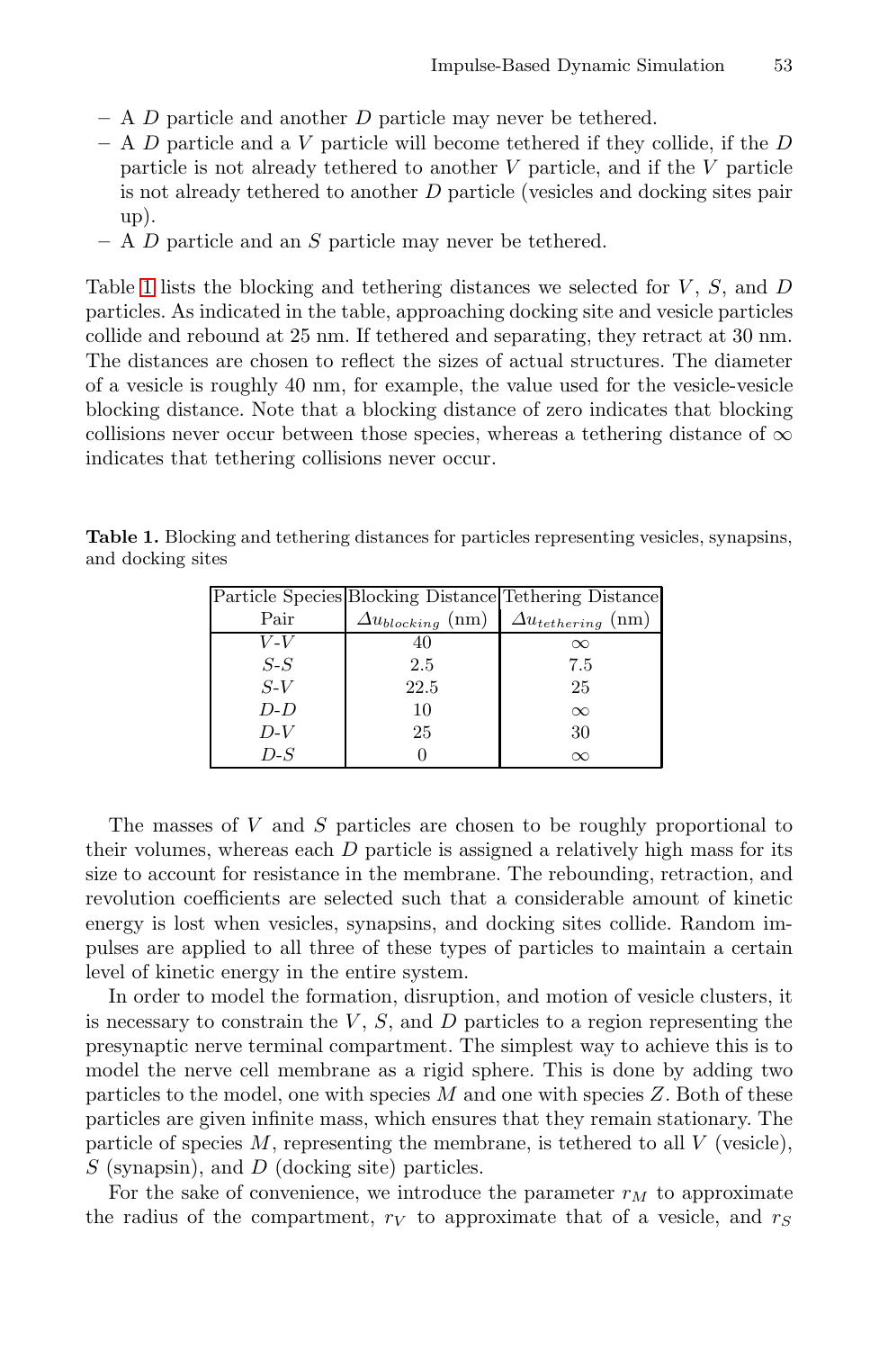- A $D$ particle and another $D$ particle may never be tethered.
- A $D$ particle and a $V$ particle will become tethered if they collide, if the $D$ particle is not already tethered to another $V$ particle, and if the $V$ particle is not already tethered to another $D$ particle (vesicles and docking sites pair up).
- A $D$ particle and an $S$ particle may never be tethered.

Table 1 lists the blocking and tethering distances we selected for $V$, $S$, and $D$ particles. As indicated in the table, approaching docking site and vesicle particles collide and rebound at 25 nm. If tethered and separating, they retract at 30 nm. The distances are chosen to reflect the sizes of actual structures. The diameter of a vesicle is roughly 40 nm, for example, the value used for the vesicle-vesicle blocking distance. Note that a blocking distance of zero indicates that blocking collisions never occur between those species, whereas a tethering distance of $\infty$ indicates that tethering collisions never occur.

**Table 1.** Blocking and tethering distances for particles representing vesicles, synapsins, and docking sites

| Particle Species Pair | Blocking Distance $\Delta u_{blocking}$ (nm) | Tethering Distance $\Delta u_{tethering}$ (nm) |
|---|---|---|
| $V$-$V$ | 40 | $\infty$ |
| $S$-$S$ | 2.5 | 7.5 |
| $S$-$V$ | 22.5 | 25 |
| $D$-$D$ | 10 | $\infty$ |
| $D$-$V$ | 25 | 30 |
| $D$-$S$ | 0 | $\infty$ |

The masses of $V$ and $S$ particles are chosen to be roughly proportional to their volumes, whereas each $D$ particle is assigned a relatively high mass for its size to account for resistance in the membrane. The rebounding, retraction, and revolution coefficients are selected such that a considerable amount of kinetic energy is lost when vesicles, synapsins, and docking sites collide. Random impulses are applied to all three of these types of particles to maintain a certain level of kinetic energy in the entire system.

In order to model the formation, disruption, and motion of vesicle clusters, it is necessary to constrain the $V$, $S$, and $D$ particles to a region representing the presynaptic nerve terminal compartment. The simplest way to achieve this is to model the nerve cell membrane as a rigid sphere. This is done by adding two particles to the model, one with species $M$ and one with species $Z$. Both of these particles are given infinite mass, which ensures that they remain stationary. The particle of species $M$, representing the membrane, is tethered to all $V$ (vesicle), $S$ (synapsin), and $D$ (docking site) particles.

For the sake of convenience, we introduce the parameter $r_M$ to approximate the radius of the compartment, $r_V$ to approximate that of a vesicle, and $r_S$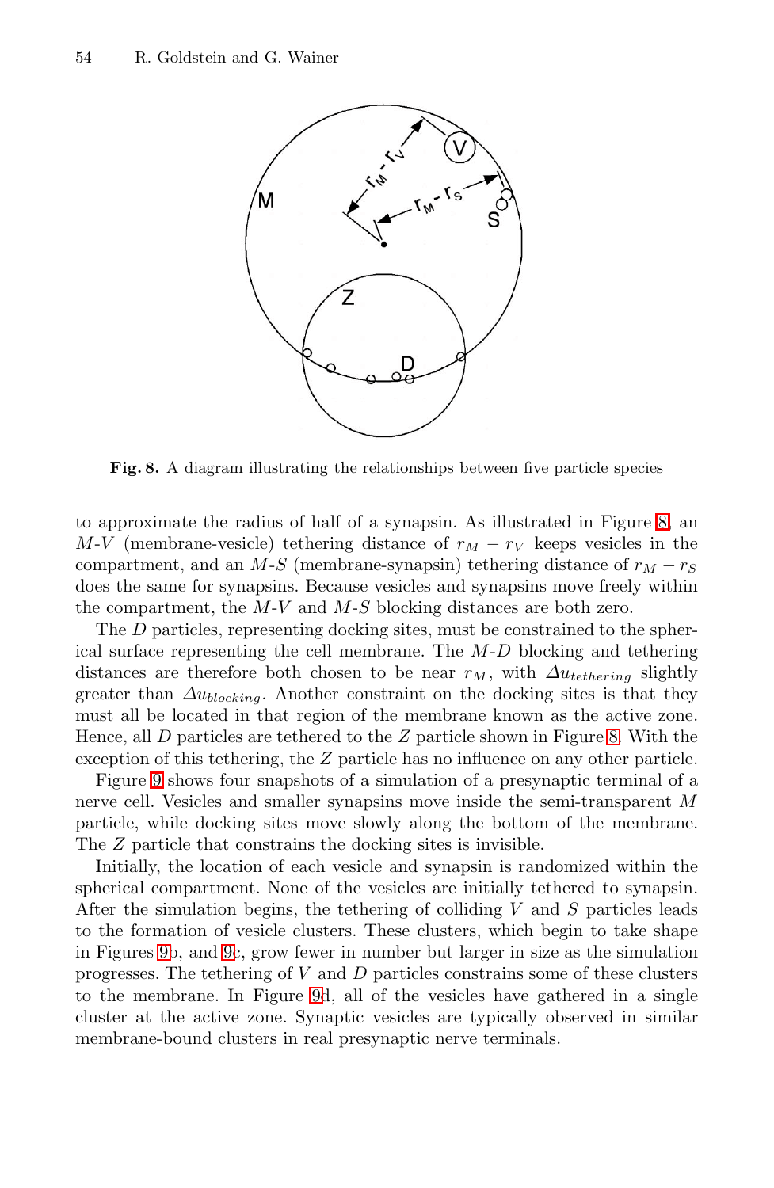**Fig. 8.** A diagram illustrating the relationships between five particle species

to approximate the radius of half of a synapsin. As illustrated in Figure 8, an $M$-$V$ (membrane-vesicle) tethering distance of $r_M - r_V$ keeps vesicles in the compartment, and an $M$-$S$ (membrane-synapsin) tethering distance of $r_M - r_S$ does the same for synapsins. Because vesicles and synapsins move freely within the compartment, the $M$-$V$ and $M$-$S$ blocking distances are both zero.

The $D$ particles, representing docking sites, must be constrained to the spherical surface representing the cell membrane. The $M$-$D$ blocking and tethering distances are therefore both chosen to be near $r_M$, with $\Delta u_{tethering}$ slightly greater than $\Delta u_{blocking}$. Another constraint on the docking sites is that they must all be located in that region of the membrane known as the active zone. Hence, all $D$ particles are tethered to the $Z$ particle shown in Figure 8. With the exception of this tethering, the $Z$ particle has no influence on any other particle.

Figure 9 shows four snapshots of a simulation of a presynaptic terminal of a nerve cell. Vesicles and smaller synapsins move inside the semi-transparent $M$ particle, while docking sites move slowly along the bottom of the membrane. The $Z$ particle that constrains the docking sites is invisible.

Initially, the location of each vesicle and synapsin is randomized within the spherical compartment. None of the vesicles are initially tethered to synapsin. After the simulation begins, the tethering of colliding $V$ and $S$ particles leads to the formation of vesicle clusters. These clusters, which begin to take shape in Figures 9b, and 9c, grow fewer in number but larger in size as the simulation progresses. The tethering of $V$ and $D$ particles constrains some of these clusters to the membrane. In Figure 9d, all of the vesicles have gathered in a single cluster at the active zone. Synaptic vesicles are typically observed in similar membrane-bound clusters in real presynaptic nerve terminals.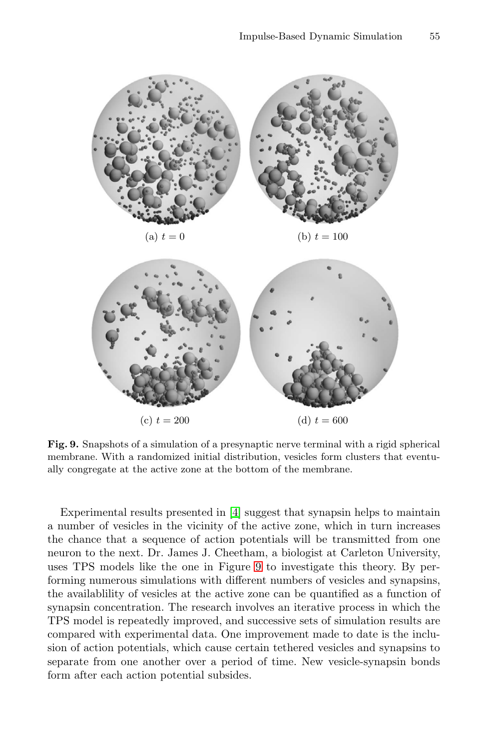(a) $t = 0$

(b) $t = 100$

(c) $t = 200$

(d) $t = 600$

**Fig. 9.** Snapshots of a simulation of a presynaptic nerve terminal with a rigid spherical membrane. With a randomized initial distribution, vesicles form clusters that eventually congregate at the active zone at the bottom of the membrane.

Experimental results presented in [4] suggest that synapsin helps to maintain a number of vesicles in the vicinity of the active zone, which in turn increases the chance that a sequence of action potentials will be transmitted from one neuron to the next. Dr. James J. Cheetham, a biologist at Carleton University, uses TPS models like the one in Figure 9 to investigate this theory. By performing numerous simulations with different numbers of vesicles and synapsins, the availablility of vesicles at the active zone can be quantified as a function of synapsin concentration. The research involves an iterative process in which the TPS model is repeatedly improved, and successive sets of simulation results are compared with experimental data. One improvement made to date is the inclusion of action potentials, which cause certain tethered vesicles and synapsins to separate from one another over a period of time. New vesicle-synapsin bonds form after each action potential subsides.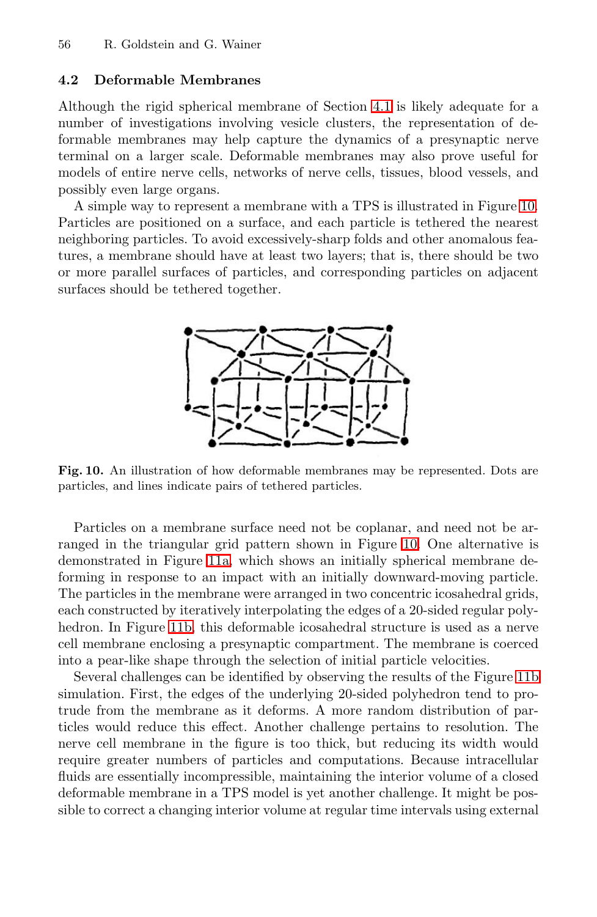### 4.2 Deformable Membranes

Although the rigid spherical membrane of Section 4.1 is likely adequate for a number of investigations involving vesicle clusters, the representation of deformable membranes may help capture the dynamics of a presynaptic nerve terminal on a larger scale. Deformable membranes may also prove useful for models of entire nerve cells, networks of nerve cells, tissues, blood vessels, and possibly even large organs.

A simple way to represent a membrane with a TPS is illustrated in Figure 10. Particles are positioned on a surface, and each particle is tethered the nearest neighboring particles. To avoid excessively-sharp folds and other anomalous features, a membrane should have at least two layers; that is, there should be two or more parallel surfaces of particles, and corresponding particles on adjacent surfaces should be tethered together.

**Fig. 10.** An illustration of how deformable membranes may be represented. Dots are particles, and lines indicate pairs of tethered particles.

Particles on a membrane surface need not be coplanar, and need not be arranged in the triangular grid pattern shown in Figure 10. One alternative is demonstrated in Figure 11a, which shows an initially spherical membrane deforming in response to an impact with an initially downward-moving particle. The particles in the membrane were arranged in two concentric icosahedral grids, each constructed by iteratively interpolating the edges of a 20-sided regular polyhedron. In Figure 11b, this deformable icosahedral structure is used as a nerve cell membrane enclosing a presynaptic compartment. The membrane is coerced into a pear-like shape through the selection of initial particle velocities.

Several challenges can be identified by observing the results of the Figure 11b simulation. First, the edges of the underlying 20-sided polyhedron tend to protrude from the membrane as it deforms. A more random distribution of particles would reduce this effect. Another challenge pertains to resolution. The nerve cell membrane in the figure is too thick, but reducing its width would require greater numbers of particles and computations. Because intracellular fluids are essentially incompressible, maintaining the interior volume of a closed deformable membrane in a TPS model is yet another challenge. It might be possible to correct a changing interior volume at regular time intervals using external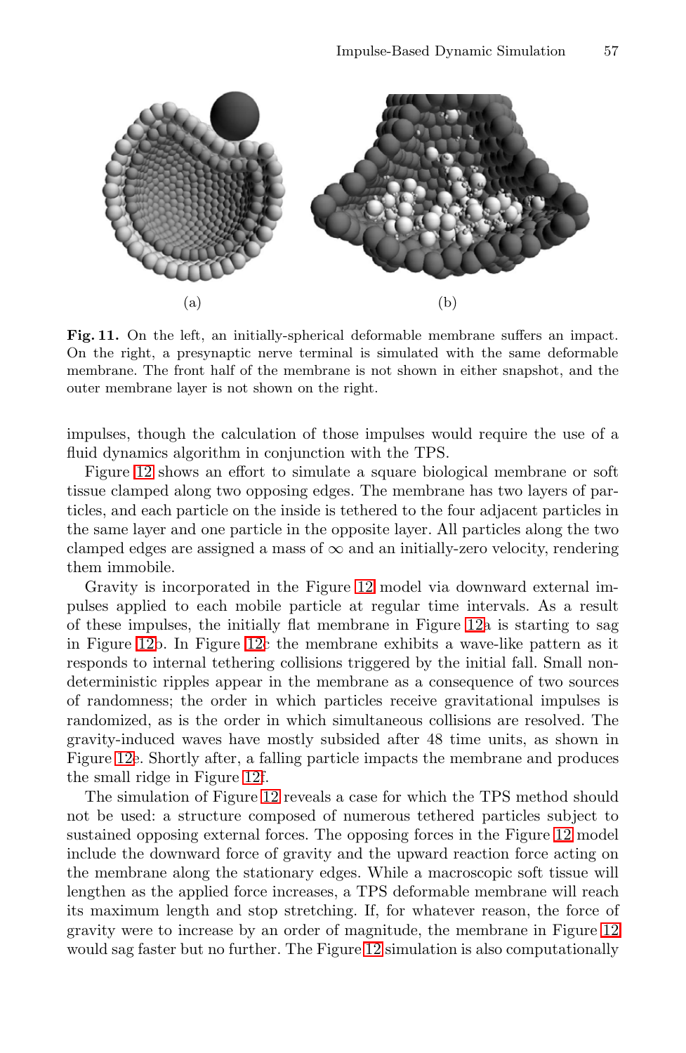(a) (b)

**Fig. 11.** On the left, an initially-spherical deformable membrane suffers an impact. On the right, a presynaptic nerve terminal is simulated with the same deformable membrane. The front half of the membrane is not shown in either snapshot, and the outer membrane layer is not shown on the right.

impulses, though the calculation of those impulses would require the use of a fluid dynamics algorithm in conjunction with the TPS.

Figure 12 shows an effort to simulate a square biological membrane or soft tissue clamped along two opposing edges. The membrane has two layers of particles, and each particle on the inside is tethered to the four adjacent particles in the same layer and one particle in the opposite layer. All particles along the two clamped edges are assigned a mass of $\infty$ and an initially-zero velocity, rendering them immobile.

Gravity is incorporated in the Figure 12 model via downward external impulses applied to each mobile particle at regular time intervals. As a result of these impulses, the initially flat membrane in Figure 12a is starting to sag in Figure 12b. In Figure 12c the membrane exhibits a wave-like pattern as it responds to internal tethering collisions triggered by the initial fall. Small non-deterministic ripples appear in the membrane as a consequence of two sources of randomness; the order in which particles receive gravitational impulses is randomized, as is the order in which simultaneous collisions are resolved. The gravity-induced waves have mostly subsided after 48 time units, as shown in Figure 12e. Shortly after, a falling particle impacts the membrane and produces the small ridge in Figure 12f.

The simulation of Figure 12 reveals a case for which the TPS method should not be used: a structure composed of numerous tethered particles subject to sustained opposing external forces. The opposing forces in the Figure 12 model include the downward force of gravity and the upward reaction force acting on the membrane along the stationary edges. While a macroscopic soft tissue will lengthen as the applied force increases, a TPS deformable membrane will reach its maximum length and stop stretching. If, for whatever reason, the force of gravity were to increase by an order of magnitude, the membrane in Figure 12 would sag faster but no further. The Figure 12 simulation is also computationally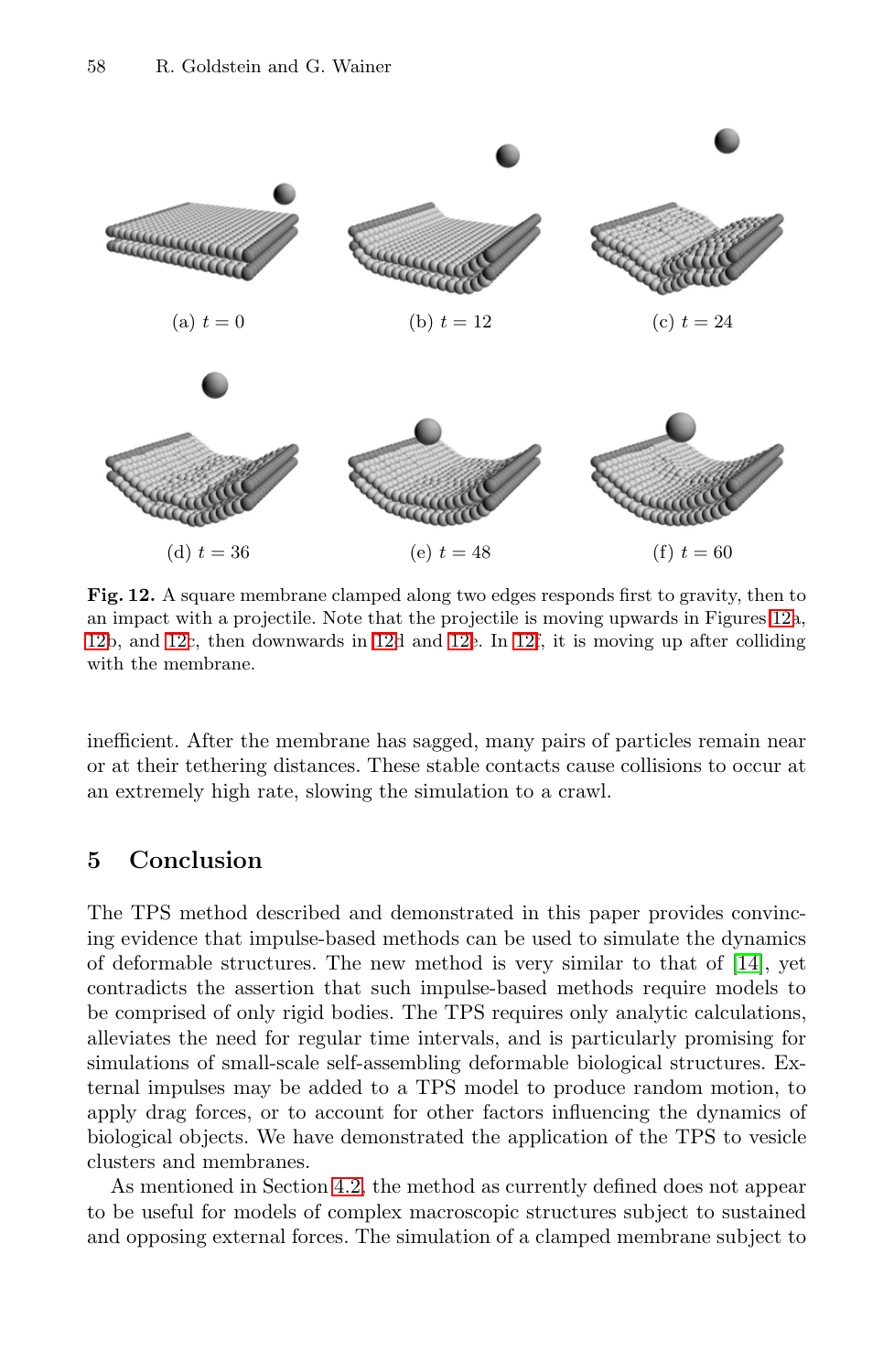(a) $t = 0$

(b) $t = 12$

(c) $t = 24$

(d) $t = 36$

(e) $t = 48$

(f) $t = 60$

**Fig. 12.** A square membrane clamped along two edges responds first to gravity, then to an impact with a projectile. Note that the projectile is moving upwards in Figures 12a, 12b, and 12c, then downwards in 12d and 12e. In 12f, it is moving up after colliding with the membrane.

inefficient. After the membrane has sagged, many pairs of particles remain near or at their tethering distances. These stable contacts cause collisions to occur at an extremely high rate, slowing the simulation to a crawl.

## 5 Conclusion

The TPS method described and demonstrated in this paper provides convincing evidence that impulse-based methods can be used to simulate the dynamics of deformable structures. The new method is very similar to that of [14], yet contradicts the assertion that such impulse-based methods require models to be comprised of only rigid bodies. The TPS requires only analytic calculations, alleviates the need for regular time intervals, and is particularly promising for simulations of small-scale self-assembling deformable biological structures. External impulses may be added to a TPS model to produce random motion, to apply drag forces, or to account for other factors influencing the dynamics of biological objects. We have demonstrated the application of the TPS to vesicle clusters and membranes.

As mentioned in Section 4.2, the method as currently defined does not appear to be useful for models of complex macroscopic structures subject to sustained and opposing external forces. The simulation of a clamped membrane subject to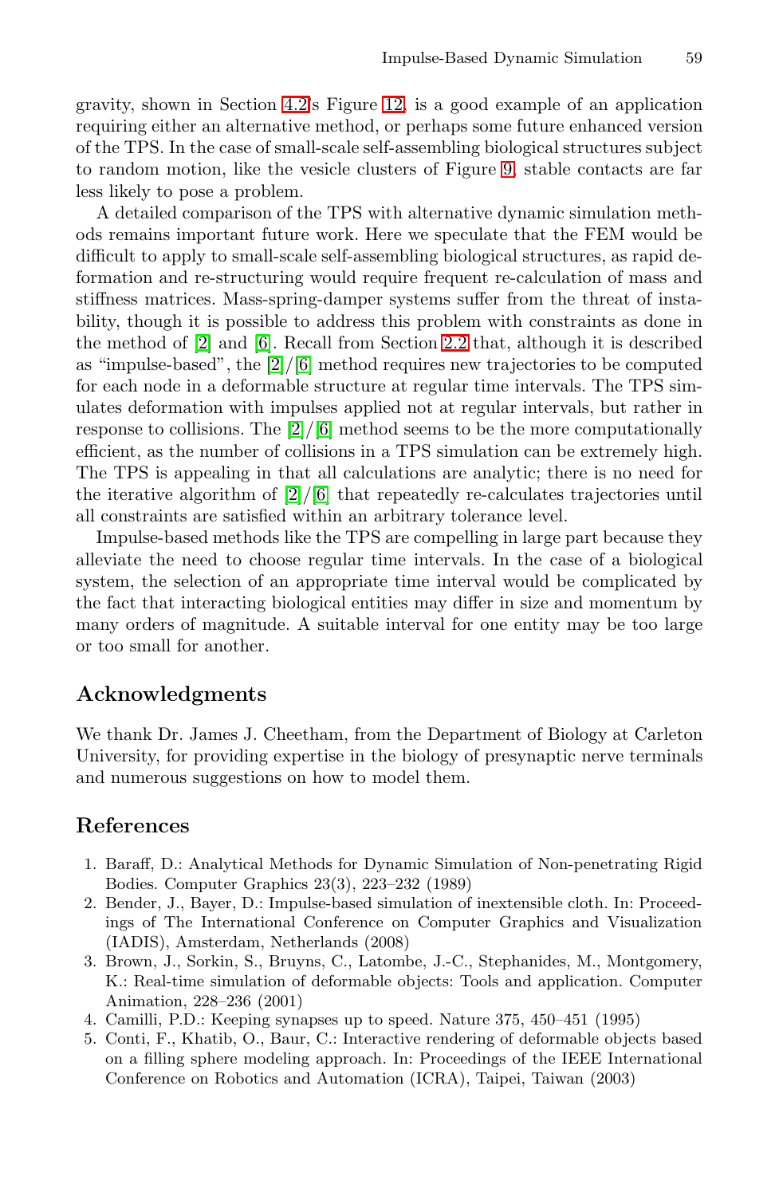gravity, shown in Section 4.2's Figure 12, is a good example of an application requiring either an alternative method, or perhaps some future enhanced version of the TPS. In the case of small-scale self-assembling biological structures subject to random motion, like the vesicle clusters of Figure 9, stable contacts are far less likely to pose a problem.

A detailed comparison of the TPS with alternative dynamic simulation methods remains important future work. Here we speculate that the FEM would be difficult to apply to small-scale self-assembling biological structures, as rapid deformation and re-structuring would require frequent re-calculation of mass and stiffness matrices. Mass-spring-damper systems suffer from the threat of instability, though it is possible to address this problem with constraints as done in the method of [2] and [6]. Recall from Section 2.2 that, although it is described as "impulse-based", the [2]/[6] method requires new trajectories to be computed for each node in a deformable structure at regular time intervals. The TPS simulates deformation with impulses applied not at regular intervals, but rather in response to collisions. The [2]/[6] method seems to be the more computationally efficient, as the number of collisions in a TPS simulation can be extremely high. The TPS is appealing in that all calculations are analytic; there is no need for the iterative algorithm of [2]/[6] that repeatedly re-calculates trajectories until all constraints are satisfied within an arbitrary tolerance level.

Impulse-based methods like the TPS are compelling in large part because they alleviate the need to choose regular time intervals. In the case of a biological system, the selection of an appropriate time interval would be complicated by the fact that interacting biological entities may differ in size and momentum by many orders of magnitude. A suitable interval for one entity may be too large or too small for another.

## Acknowledgments

We thank Dr. James J. Cheetham, from the Department of Biology at Carleton University, for providing expertise in the biology of presynaptic nerve terminals and numerous suggestions on how to model them.

## References

1. Baraff, D.: Analytical Methods for Dynamic Simulation of Non-penetrating Rigid Bodies. Computer Graphics 23(3), 223–232 (1989)
2. Bender, J., Bayer, D.: Impulse-based simulation of inextensible cloth. In: Proceedings of The International Conference on Computer Graphics and Visualization (IADIS), Amsterdam, Netherlands (2008)
3. Brown, J., Sorkin, S., Bruyns, C., Latombe, J.-C., Stephanides, M., Montgomery, K.: Real-time simulation of deformable objects: Tools and application. Computer Animation, 228–236 (2001)
4. Camilli, P.D.: Keeping synapses up to speed. Nature 375, 450–451 (1995)
5. Conti, F., Khatib, O., Baur, C.: Interactive rendering of deformable objects based on a filling sphere modeling approach. In: Proceedings of the IEEE International Conference on Robotics and Automation (ICRA), Taipei, Taiwan (2003)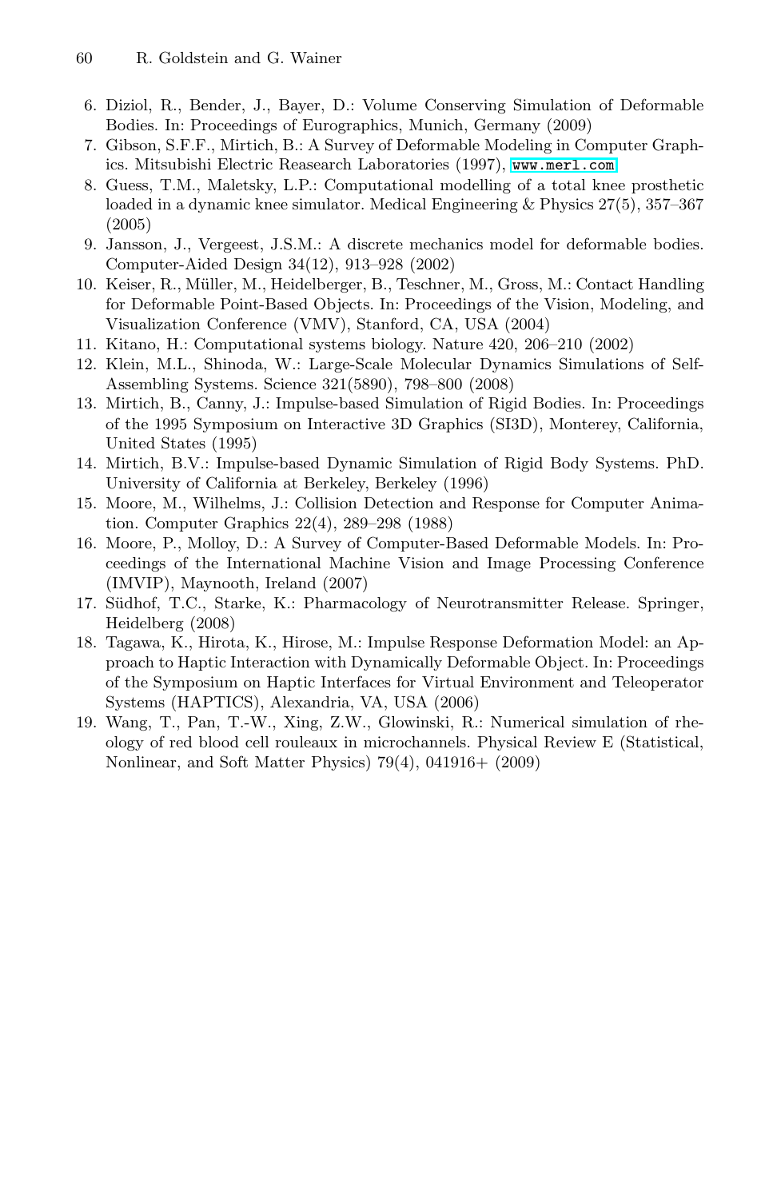6. Diziol, R., Bender, J., Bayer, D.: Volume Conserving Simulation of Deformable Bodies. In: Proceedings of Eurographics, Munich, Germany (2009)
7. Gibson, S.F.F., Mirtich, B.: A Survey of Deformable Modeling in Computer Graphics. Mitsubishi Electric Reasearch Laboratories (1997), www.merl.com
8. Guess, T.M., Maletsky, L.P.: Computational modelling of a total knee prosthetic loaded in a dynamic knee simulator. Medical Engineering & Physics 27(5), 357–367 (2005)
9. Jansson, J., Vergeest, J.S.M.: A discrete mechanics model for deformable bodies. Computer-Aided Design 34(12), 913–928 (2002)
10. Keiser, R., Müller, M., Heidelberger, B., Teschner, M., Gross, M.: Contact Handling for Deformable Point-Based Objects. In: Proceedings of the Vision, Modeling, and Visualization Conference (VMV), Stanford, CA, USA (2004)
11. Kitano, H.: Computational systems biology. Nature 420, 206–210 (2002)
12. Klein, M.L., Shinoda, W.: Large-Scale Molecular Dynamics Simulations of Self-Assembling Systems. Science 321(5890), 798–800 (2008)
13. Mirtich, B., Canny, J.: Impulse-based Simulation of Rigid Bodies. In: Proceedings of the 1995 Symposium on Interactive 3D Graphics (SI3D), Monterey, California, United States (1995)
14. Mirtich, B.V.: Impulse-based Dynamic Simulation of Rigid Body Systems. PhD. University of California at Berkeley, Berkeley (1996)
15. Moore, M., Wilhelms, J.: Collision Detection and Response for Computer Animation. Computer Graphics 22(4), 289–298 (1988)
16. Moore, P., Molloy, D.: A Survey of Computer-Based Deformable Models. In: Proceedings of the International Machine Vision and Image Processing Conference (IMVIP), Maynooth, Ireland (2007)
17. Südhof, T.C., Starke, K.: Pharmacology of Neurotransmitter Release. Springer, Heidelberg (2008)
18. Tagawa, K., Hirota, K., Hirose, M.: Impulse Response Deformation Model: an Approach to Haptic Interaction with Dynamically Deformable Object. In: Proceedings of the Symposium on Haptic Interfaces for Virtual Environment and Teleoperator Systems (HAPTICS), Alexandria, VA, USA (2006)
19. Wang, T., Pan, T.-W., Xing, Z.W., Glowinski, R.: Numerical simulation of rheology of red blood cell rouleaux in microchannels. Physical Review E (Statistical, Nonlinear, and Soft Matter Physics) 79(4), 041916+ (2009)